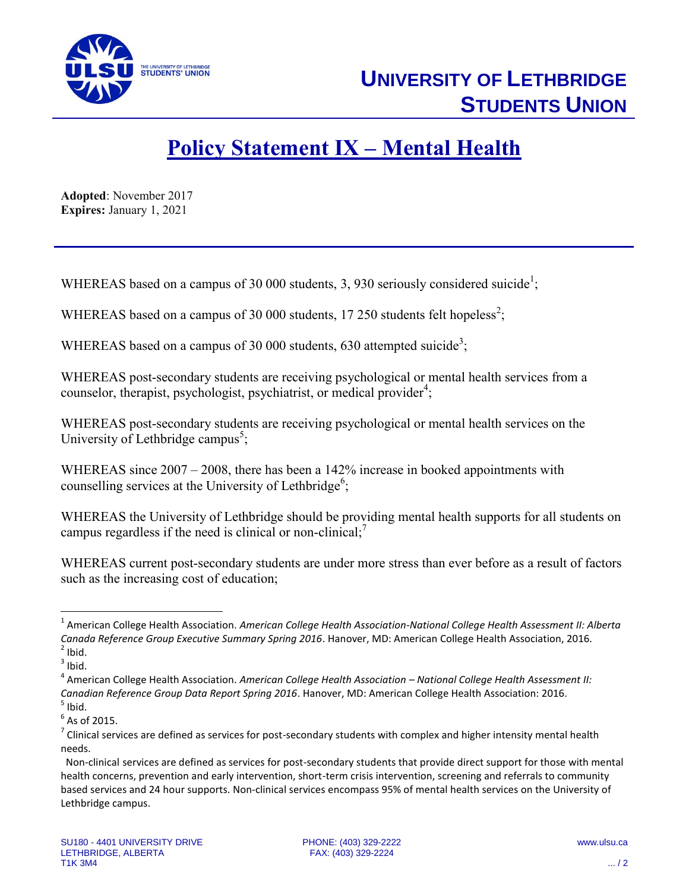# UNIVERSITY OF LETHBRIDGE STUDENTS UNION

# Policy Statement IX – Mental Health

**Adopted**: November 2017
**Expires:** January 1, 2021

---

WHEREAS based on a campus of 30 000 students, 3, 930 seriously considered suicide[1];

WHEREAS based on a campus of 30 000 students, 17 250 students felt hopeless[2];

WHEREAS based on a campus of 30 000 students, 630 attempted suicide[3];

WHEREAS post-secondary students are receiving psychological or mental health services from a counselor, therapist, psychologist, psychiatrist, or medical provider[4];

WHEREAS post-secondary students are receiving psychological or mental health services on the University of Lethbridge campus[5];

WHEREAS since 2007 – 2008, there has been a 142% increase in booked appointments with counselling services at the University of Lethbridge[6];

WHEREAS the University of Lethbridge should be providing mental health supports for all students on campus regardless if the need is clinical or non-clinical;[7]

WHEREAS current post-secondary students are under more stress than ever before as a result of factors such as the increasing cost of education;

---

[1] American College Health Association. *American College Health Association-National College Health Assessment II: Alberta Canada Reference Group Executive Summary Spring 2016*. Hanover, MD: American College Health Association, 2016.

[2] Ibid.

[3] Ibid.

[4] American College Health Association. *American College Health Association – National College Health Assessment II: Canadian Reference Group Data Report Spring 2016*. Hanover, MD: American College Health Association: 2016.

[5] Ibid.

[6] As of 2015.

[7] Clinical services are defined as services for post-secondary students with complex and higher intensity mental health needs.

Non-clinical services are defined as services for post-secondary students that provide direct support for those with mental health concerns, prevention and early intervention, short-term crisis intervention, screening and referrals to community based services and 24 hour supports. Non-clinical services encompass 95% of mental health services on the University of Lethbridge campus.

SU180 - 4401 UNIVERSITY DRIVE
LETHBRIDGE, ALBERTA
T1K 3M4

PHONE: (403) 329-2222
FAX: (403) 329-2224

www.ulsu.ca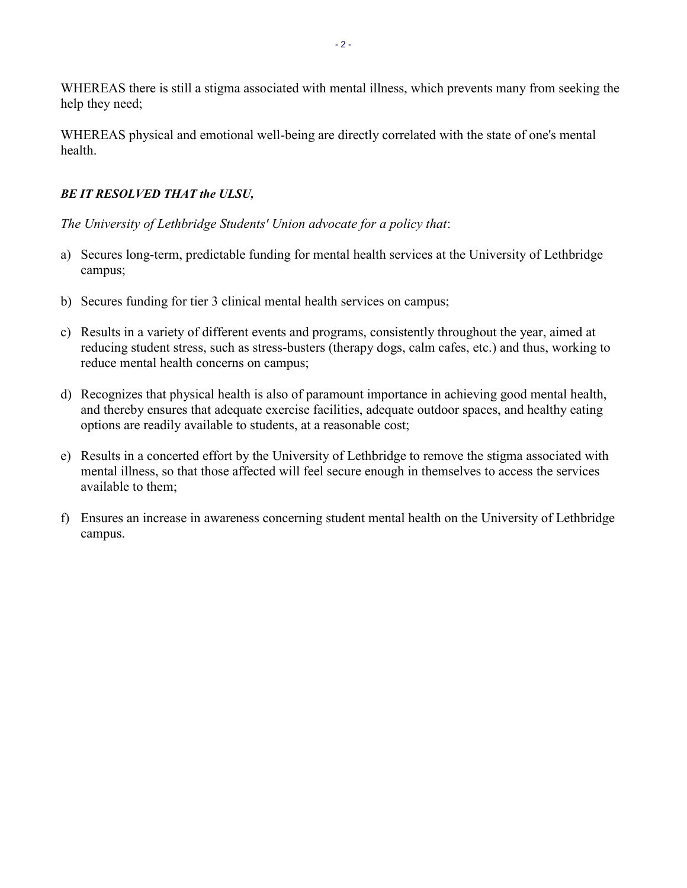WHEREAS there is still a stigma associated with mental illness, which prevents many from seeking the help they need;

WHEREAS physical and emotional well-being are directly correlated with the state of one's mental health.

***BE IT RESOLVED THAT the ULSU,***

*The University of Lethbridge Students' Union advocate for a policy that*:

a) Secures long-term, predictable funding for mental health services at the University of Lethbridge campus;

b) Secures funding for tier 3 clinical mental health services on campus;

c) Results in a variety of different events and programs, consistently throughout the year, aimed at reducing student stress, such as stress-busters (therapy dogs, calm cafes, etc.) and thus, working to reduce mental health concerns on campus;

d) Recognizes that physical health is also of paramount importance in achieving good mental health, and thereby ensures that adequate exercise facilities, adequate outdoor spaces, and healthy eating options are readily available to students, at a reasonable cost;

e) Results in a concerted effort by the University of Lethbridge to remove the stigma associated with mental illness, so that those affected will feel secure enough in themselves to access the services available to them;

f) Ensures an increase in awareness concerning student mental health on the University of Lethbridge campus.